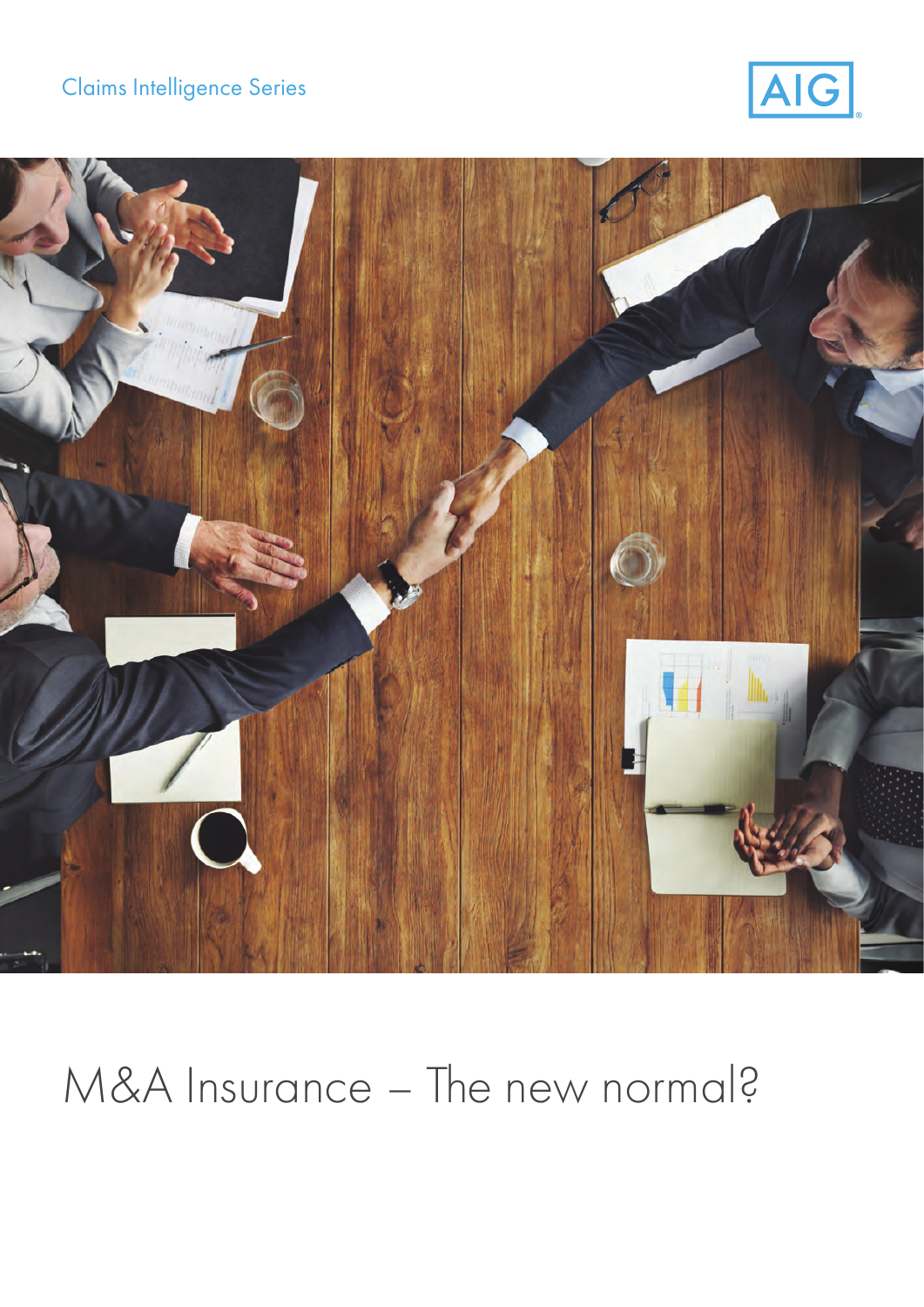Claims Intelligence Series

AIG

# M&A Insurance – The new normal?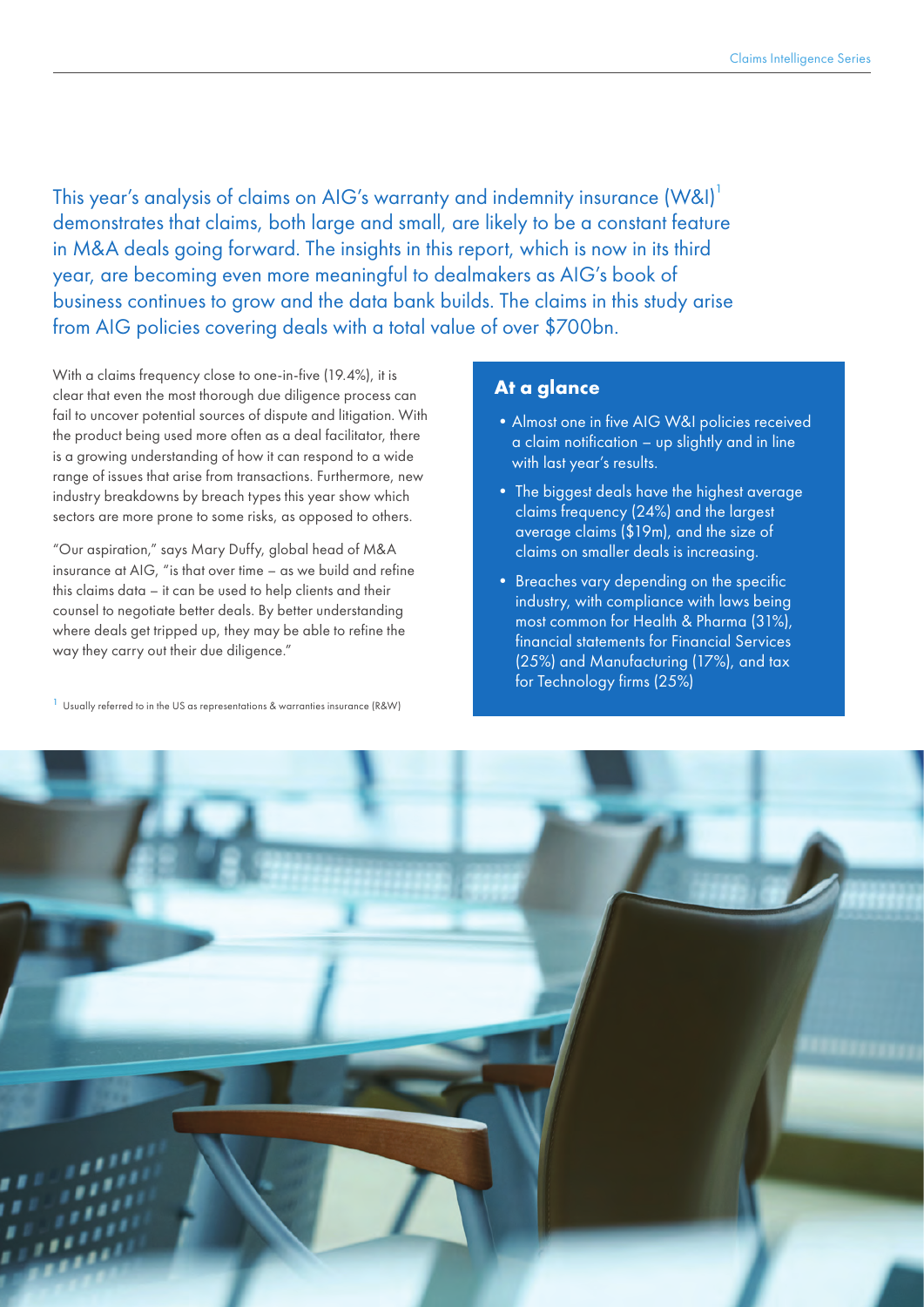This year's analysis of claims on AIG's warranty and indemnity insurance (W&I)[1] demonstrates that claims, both large and small, are likely to be a constant feature in M&A deals going forward. The insights in this report, which is now in its third year, are becoming even more meaningful to dealmakers as AIG's book of business continues to grow and the data bank builds. The claims in this study arise from AIG policies covering deals with a total value of over $700bn.

With a claims frequency close to one-in-five (19.4%), it is clear that even the most thorough due diligence process can fail to uncover potential sources of dispute and litigation. With the product being used more often as a deal facilitator, there is a growing understanding of how it can respond to a wide range of issues that arise from transactions. Furthermore, new industry breakdowns by breach types this year show which sectors are more prone to some risks, as opposed to others.

"Our aspiration," says Mary Duffy, global head of M&A insurance at AIG, "is that over time – as we build and refine this claims data – it can be used to help clients and their counsel to negotiate better deals. By better understanding where deals get tripped up, they may be able to refine the way they carry out their due diligence."

[1] Usually referred to in the US as representations & warranties insurance (R&W)

## At a glance

- Almost one in five AIG W&I policies received a claim notification – up slightly and in line with last year's results.
- The biggest deals have the highest average claims frequency (24%) and the largest average claims ($19m), and the size of claims on smaller deals is increasing.
- Breaches vary depending on the specific industry, with compliance with laws being most common for Health & Pharma (31%), financial statements for Financial Services (25%) and Manufacturing (17%), and tax for Technology firms (25%)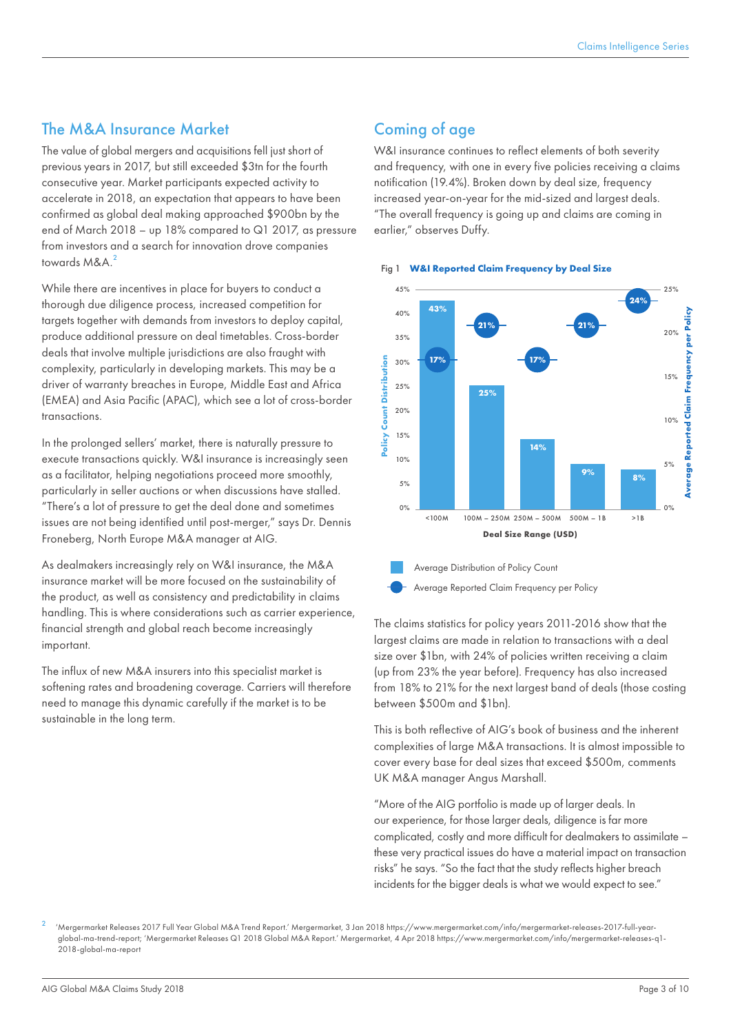## The M&A Insurance Market

The value of global mergers and acquisitions fell just short of previous years in 2017, but still exceeded $3tn for the fourth consecutive year. Market participants expected activity to accelerate in 2018, an expectation that appears to have been confirmed as global deal making approached $900bn by the end of March 2018 – up 18% compared to Q1 2017, as pressure from investors and a search for innovation drove companies towards M&A.[2]

While there are incentives in place for buyers to conduct a thorough due diligence process, increased competition for targets together with demands from investors to deploy capital, produce additional pressure on deal timetables. Cross-border deals that involve multiple jurisdictions are also fraught with complexity, particularly in developing markets. This may be a driver of warranty breaches in Europe, Middle East and Africa (EMEA) and Asia Pacific (APAC), which see a lot of cross-border transactions.

In the prolonged sellers' market, there is naturally pressure to execute transactions quickly. W&I insurance is increasingly seen as a facilitator, helping negotiations proceed more smoothly, particularly in seller auctions or when discussions have stalled. "There's a lot of pressure to get the deal done and sometimes issues are not being identified until post-merger," says Dr. Dennis Froneberg, North Europe M&A manager at AIG.

As dealmakers increasingly rely on W&I insurance, the M&A insurance market will be more focused on the sustainability of the product, as well as consistency and predictability in claims handling. This is where considerations such as carrier experience, financial strength and global reach become increasingly important.

The influx of new M&A insurers into this specialist market is softening rates and broadening coverage. Carriers will therefore need to manage this dynamic carefully if the market is to be sustainable in the long term.

## Coming of age

W&I insurance continues to reflect elements of both severity and frequency, with one in every five policies receiving a claims notification (19.4%). Broken down by deal size, frequency increased year-on-year for the mid-sized and largest deals. "The overall frequency is going up and claims are coming in earlier," observes Duffy.

Fig 1 **W&I Reported Claim Frequency by Deal Size**

| Deal Size Range (USD) | Average Distribution of Policy Count | Average Reported Claim Frequency per Policy |
|---|---|---|
| <100M | 43% | 17% |
| 100M – 250M | 25% | 21% |
| 250M – 500M | 14% | 17% |
| 500M – 1B | 9% | 21% |
| >1B | 8% | 24% |

The claims statistics for policy years 2011-2016 show that the largest claims are made in relation to transactions with a deal size over $1bn, with 24% of policies written receiving a claim (up from 23% the year before). Frequency has also increased from 18% to 21% for the next largest band of deals (those costing between $500m and $1bn).

This is both reflective of AIG's book of business and the inherent complexities of large M&A transactions. It is almost impossible to cover every base for deal sizes that exceed $500m, comments UK M&A manager Angus Marshall.

"More of the AIG portfolio is made up of larger deals. In our experience, for those larger deals, diligence is far more complicated, costly and more difficult for dealmakers to assimilate – these very practical issues do have a material impact on transaction risks" he says. "So the fact that the study reflects higher breach incidents for the bigger deals is what we would expect to see."

[2] 'Mergermarket Releases 2017 Full Year Global M&A Trend Report.' Mergermarket, 3 Jan 2018 https://www.mergermarket.com/info/mergermarket-releases-2017-full-year-global-ma-trend-report; 'Mergermarket Releases Q1 2018 Global M&A Report.' Mergermarket, 4 Apr 2018 https://www.mergermarket.com/info/mergermarket-releases-q1-2018-global-ma-report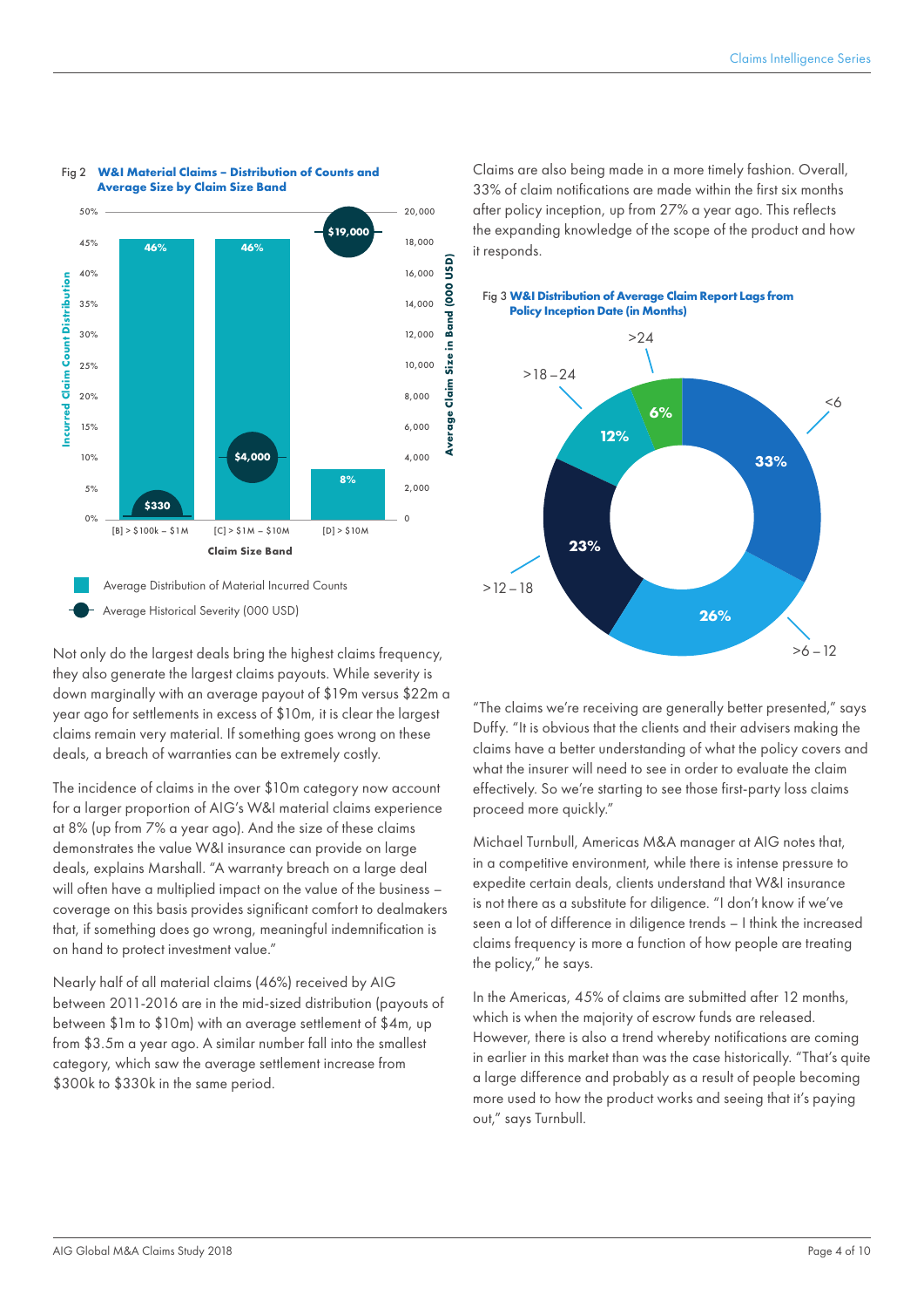Fig 2 **W&I Material Claims – Distribution of Counts and Average Size by Claim Size Band**

| Claim Size Band | Average Distribution of Material Incurred Counts | Average Historical Severity (000 USD) |
|---|---|---|
| [B] > $100k – $1M | 46% | $330 |
| [C] > $1M – $10M | 46% | $4,000 |
| [D] > $10M | 8% | $19,000 |

Not only do the largest deals bring the highest claims frequency, they also generate the largest claims payouts. While severity is down marginally with an average payout of $19m versus $22m a year ago for settlements in excess of $10m, it is clear the largest claims remain very material. If something goes wrong on these deals, a breach of warranties can be extremely costly.

The incidence of claims in the over $10m category now account for a larger proportion of AIG's W&I material claims experience at 8% (up from 7% a year ago). And the size of these claims demonstrates the value W&I insurance can provide on large deals, explains Marshall. "A warranty breach on a large deal will often have a multiplied impact on the value of the business – coverage on this basis provides significant comfort to dealmakers that, if something does go wrong, meaningful indemnification is on hand to protect investment value."

Nearly half of all material claims (46%) received by AIG between 2011-2016 are in the mid-sized distribution (payouts of between $1m to $10m) with an average settlement of $4m, up from $3.5m a year ago. A similar number fall into the smallest category, which saw the average settlement increase from $300k to $330k in the same period.

Claims are also being made in a more timely fashion. Overall, 33% of claim notifications are made within the first six months after policy inception, up from 27% a year ago. This reflects the expanding knowledge of the scope of the product and how it responds.

Fig 3 **W&I Distribution of Average Claim Report Lags from Policy Inception Date (in Months)**

| Months | Share |
|---|---|
| <6 | 33% |
| >6 – 12 | 26% |
| >12 – 18 | 23% |
| >18 – 24 | 12% |
| >24 | 6% |

"The claims we're receiving are generally better presented," says Duffy. "It is obvious that the clients and their advisers making the claims have a better understanding of what the policy covers and what the insurer will need to see in order to evaluate the claim effectively. So we're starting to see those first-party loss claims proceed more quickly."

Michael Turnbull, Americas M&A manager at AIG notes that, in a competitive environment, while there is intense pressure to expedite certain deals, clients understand that W&I insurance is not there as a substitute for diligence. "I don't know if we've seen a lot of difference in diligence trends – I think the increased claims frequency is more a function of how people are treating the policy," he says.

In the Americas, 45% of claims are submitted after 12 months, which is when the majority of escrow funds are released. However, there is also a trend whereby notifications are coming in earlier in this market than was the case historically. "That's quite a large difference and probably as a result of people becoming more used to how the product works and seeing that it's paying out," says Turnbull.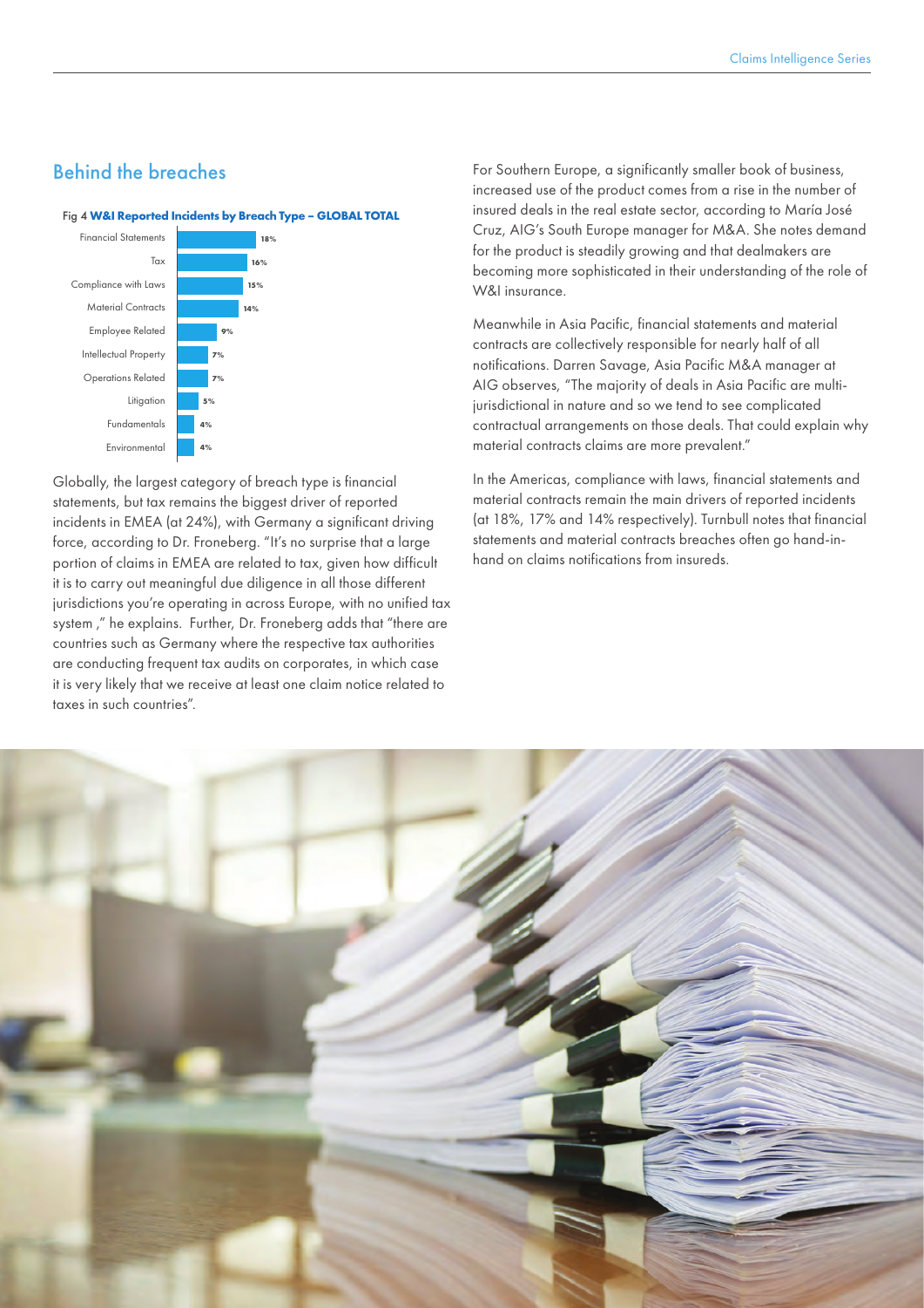## Behind the breaches

Fig 4 **W&I Reported Incidents by Breach Type – GLOBAL TOTAL**

| Breach Type | % |
| --- | --- |
| Financial Statements | 18% |
| Tax | 16% |
| Compliance with Laws | 15% |
| Material Contracts | 14% |
| Employee Related | 9% |
| Intellectual Property | 7% |
| Operations Related | 7% |
| Litigation | 5% |
| Fundamentals | 4% |
| Environmental | 4% |

Globally, the largest category of breach type is financial statements, but tax remains the biggest driver of reported incidents in EMEA (at 24%), with Germany a significant driving force, according to Dr. Froneberg. "It's no surprise that a large portion of claims in EMEA are related to tax, given how difficult it is to carry out meaningful due diligence in all those different jurisdictions you're operating in across Europe, with no unified tax system ," he explains. Further, Dr. Froneberg adds that "there are countries such as Germany where the respective tax authorities are conducting frequent tax audits on corporates, in which case it is very likely that we receive at least one claim notice related to taxes in such countries".

For Southern Europe, a significantly smaller book of business, increased use of the product comes from a rise in the number of insured deals in the real estate sector, according to María José Cruz, AIG's South Europe manager for M&A. She notes demand for the product is steadily growing and that dealmakers are becoming more sophisticated in their understanding of the role of W&I insurance.

Meanwhile in Asia Pacific, financial statements and material contracts are collectively responsible for nearly half of all notifications. Darren Savage, Asia Pacific M&A manager at AIG observes, "The majority of deals in Asia Pacific are multi-jurisdictional in nature and so we tend to see complicated contractual arrangements on those deals. That could explain why material contracts claims are more prevalent."

In the Americas, compliance with laws, financial statements and material contracts remain the main drivers of reported incidents (at 18%, 17% and 14% respectively). Turnbull notes that financial statements and material contracts breaches often go hand-in-hand on claims notifications from insureds.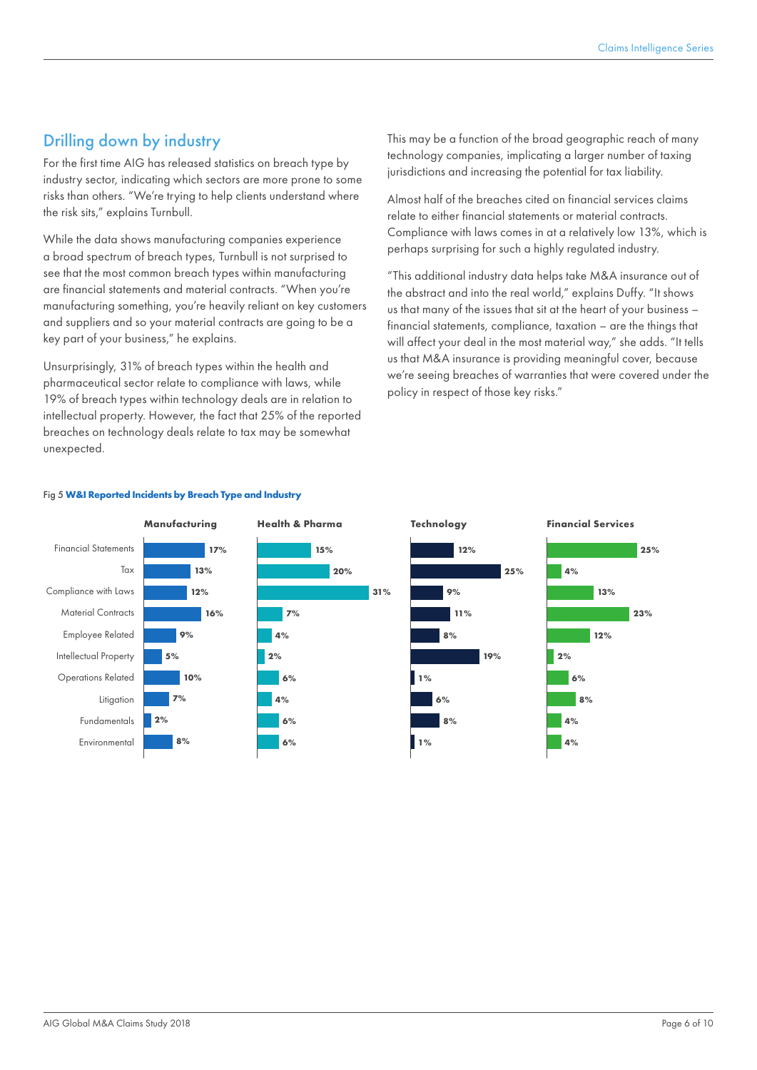## Drilling down by industry

For the first time AIG has released statistics on breach type by industry sector, indicating which sectors are more prone to some risks than others. "We're trying to help clients understand where the risk sits," explains Turnbull.

While the data shows manufacturing companies experience a broad spectrum of breach types, Turnbull is not surprised to see that the most common breach types within manufacturing are financial statements and material contracts. "When you're manufacturing something, you're heavily reliant on key customers and suppliers and so your material contracts are going to be a key part of your business," he explains.

Unsurprisingly, 31% of breach types within the health and pharmaceutical sector relate to compliance with laws, while 19% of breach types within technology deals are in relation to intellectual property. However, the fact that 25% of the reported breaches on technology deals relate to tax may be somewhat unexpected.

This may be a function of the broad geographic reach of many technology companies, implicating a larger number of taxing jurisdictions and increasing the potential for tax liability.

Almost half of the breaches cited on financial services claims relate to either financial statements or material contracts. Compliance with laws comes in at a relatively low 13%, which is perhaps surprising for such a highly regulated industry.

"This additional industry data helps take M&A insurance out of the abstract and into the real world," explains Duffy. "It shows us that many of the issues that sit at the heart of your business – financial statements, compliance, taxation – are the things that will affect your deal in the most material way," she adds. "It tells us that M&A insurance is providing meaningful cover, because we're seeing breaches of warranties that were covered under the policy in respect of those key risks."

Fig 5 **W&I Reported Incidents by Breach Type and Industry**

| | Manufacturing | Health & Pharma | Technology | Financial Services |
|---|---|---|---|---|
| Financial Statements | 17% | 15% | 12% | 25% |
| Tax | 13% | 20% | 25% | 4% |
| Compliance with Laws | 12% | 31% | 9% | 13% |
| Material Contracts | 16% | 7% | 11% | 23% |
| Employee Related | 9% | 4% | 8% | 12% |
| Intellectual Property | 5% | 2% | 19% | 2% |
| Operations Related | 10% | 6% | 1% | 6% |
| Litigation | 7% | 4% | 6% | 8% |
| Fundamentals | 2% | 6% | 8% | 4% |
| Environmental | 8% | 6% | 1% | 4% |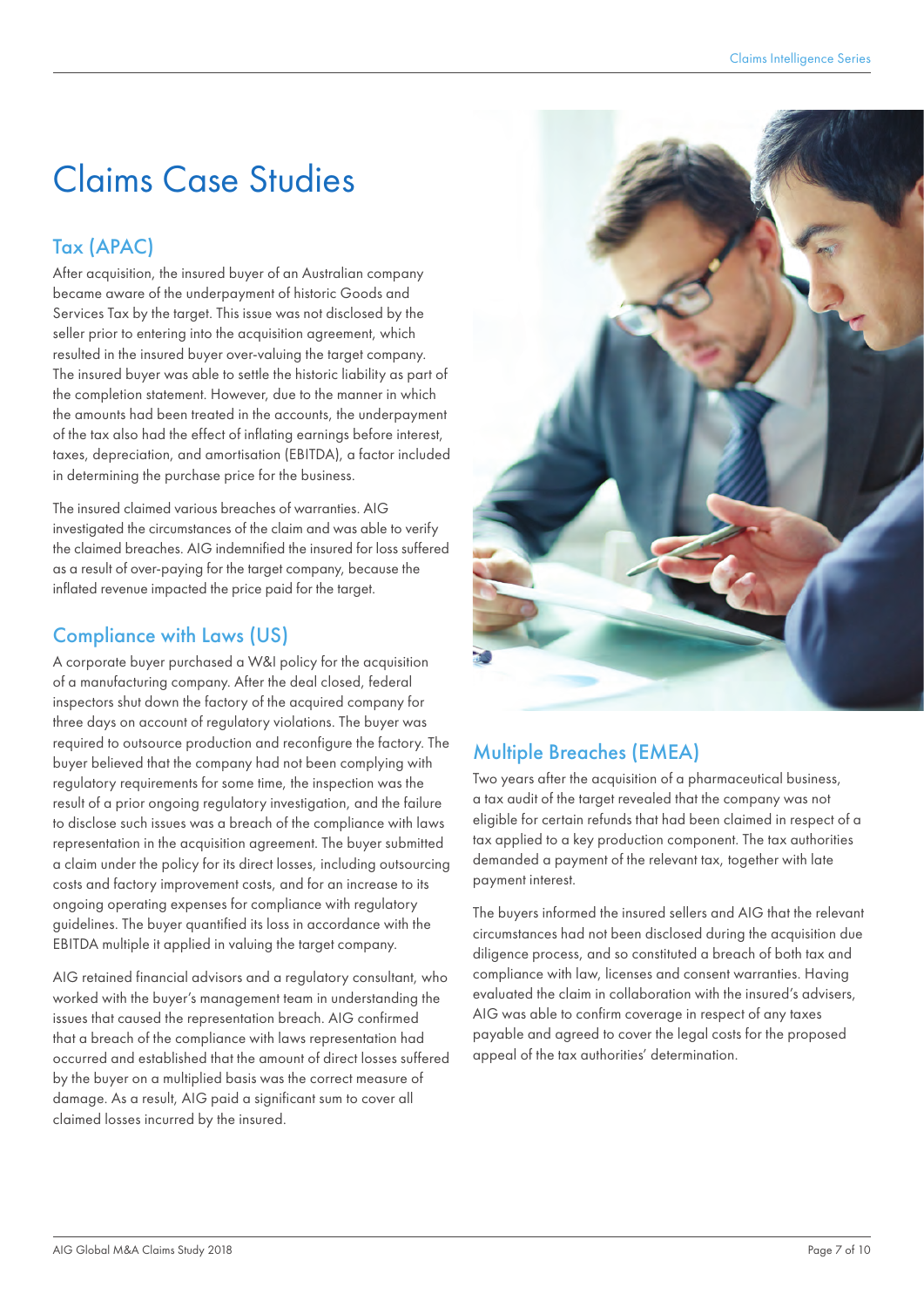# Claims Case Studies

## Tax (APAC)

After acquisition, the insured buyer of an Australian company became aware of the underpayment of historic Goods and Services Tax by the target. This issue was not disclosed by the seller prior to entering into the acquisition agreement, which resulted in the insured buyer over-valuing the target company. The insured buyer was able to settle the historic liability as part of the completion statement. However, due to the manner in which the amounts had been treated in the accounts, the underpayment of the tax also had the effect of inflating earnings before interest, taxes, depreciation, and amortisation (EBITDA), a factor included in determining the purchase price for the business.

The insured claimed various breaches of warranties. AIG investigated the circumstances of the claim and was able to verify the claimed breaches. AIG indemnified the insured for loss suffered as a result of over-paying for the target company, because the inflated revenue impacted the price paid for the target.

## Compliance with Laws (US)

A corporate buyer purchased a W&I policy for the acquisition of a manufacturing company. After the deal closed, federal inspectors shut down the factory of the acquired company for three days on account of regulatory violations. The buyer was required to outsource production and reconfigure the factory. The buyer believed that the company had not been complying with regulatory requirements for some time, the inspection was the result of a prior ongoing regulatory investigation, and the failure to disclose such issues was a breach of the compliance with laws representation in the acquisition agreement. The buyer submitted a claim under the policy for its direct losses, including outsourcing costs and factory improvement costs, and for an increase to its ongoing operating expenses for compliance with regulatory guidelines. The buyer quantified its loss in accordance with the EBITDA multiple it applied in valuing the target company.

AIG retained financial advisors and a regulatory consultant, who worked with the buyer's management team in understanding the issues that caused the representation breach. AIG confirmed that a breach of the compliance with laws representation had occurred and established that the amount of direct losses suffered by the buyer on a multiplied basis was the correct measure of damage. As a result, AIG paid a significant sum to cover all claimed losses incurred by the insured.

## Multiple Breaches (EMEA)

Two years after the acquisition of a pharmaceutical business, a tax audit of the target revealed that the company was not eligible for certain refunds that had been claimed in respect of a tax applied to a key production component. The tax authorities demanded a payment of the relevant tax, together with late payment interest.

The buyers informed the insured sellers and AIG that the relevant circumstances had not been disclosed during the acquisition due diligence process, and so constituted a breach of both tax and compliance with law, licenses and consent warranties. Having evaluated the claim in collaboration with the insured's advisers, AIG was able to confirm coverage in respect of any taxes payable and agreed to cover the legal costs for the proposed appeal of the tax authorities' determination.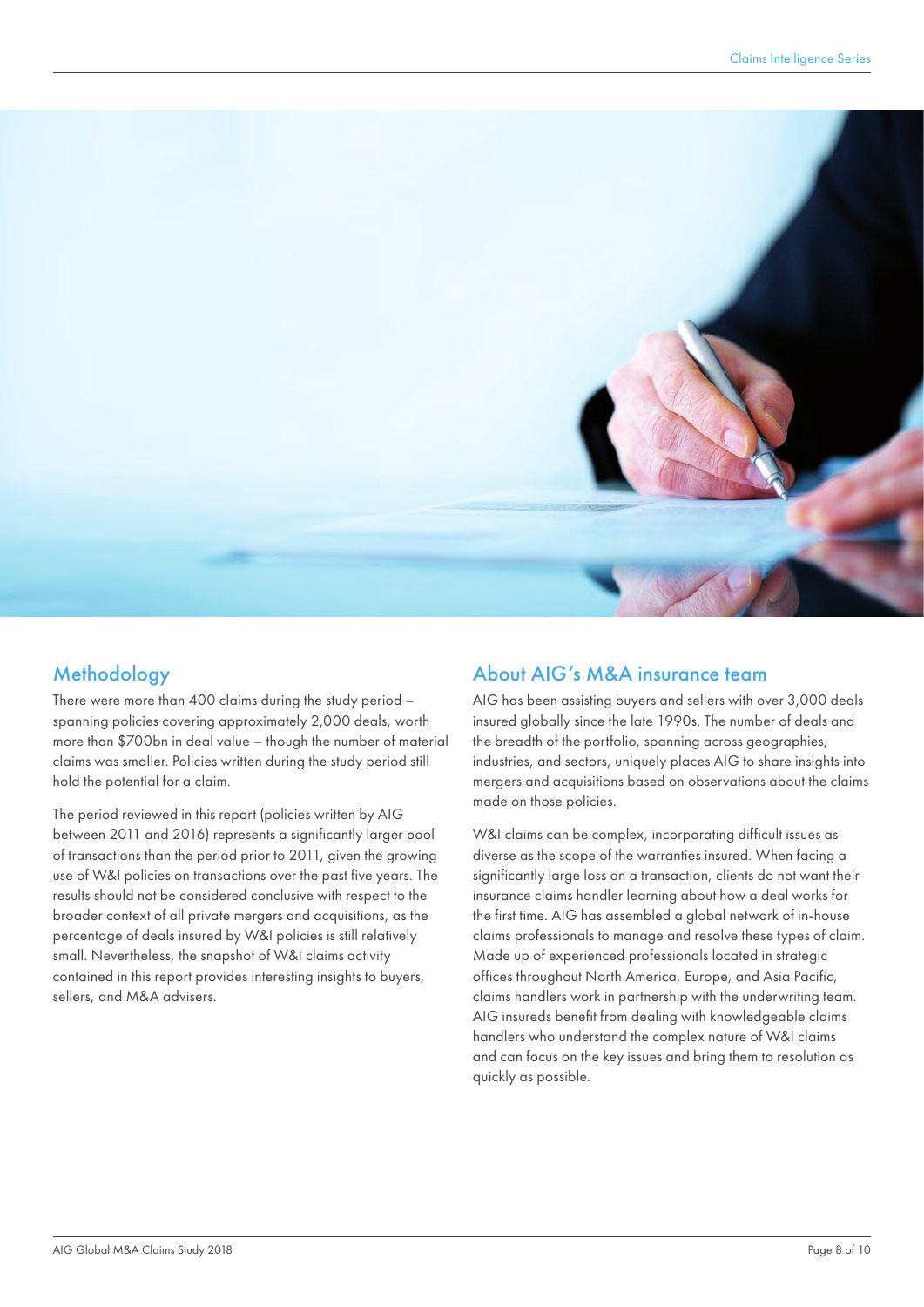## Methodology

There were more than 400 claims during the study period – spanning policies covering approximately 2,000 deals, worth more than $700bn in deal value – though the number of material claims was smaller. Policies written during the study period still hold the potential for a claim.

The period reviewed in this report (policies written by AIG between 2011 and 2016) represents a significantly larger pool of transactions than the period prior to 2011, given the growing use of W&I policies on transactions over the past five years. The results should not be considered conclusive with respect to the broader context of all private mergers and acquisitions, as the percentage of deals insured by W&I policies is still relatively small. Nevertheless, the snapshot of W&I claims activity contained in this report provides interesting insights to buyers, sellers, and M&A advisers.

## About AIG's M&A insurance team

AIG has been assisting buyers and sellers with over 3,000 deals insured globally since the late 1990s. The number of deals and the breadth of the portfolio, spanning across geographies, industries, and sectors, uniquely places AIG to share insights into mergers and acquisitions based on observations about the claims made on those policies.

W&I claims can be complex, incorporating difficult issues as diverse as the scope of the warranties insured. When facing a significantly large loss on a transaction, clients do not want their insurance claims handler learning about how a deal works for the first time. AIG has assembled a global network of in-house claims professionals to manage and resolve these types of claim. Made up of experienced professionals located in strategic offices throughout North America, Europe, and Asia Pacific, claims handlers work in partnership with the underwriting team. AIG insureds benefit from dealing with knowledgeable claims handlers who understand the complex nature of W&I claims and can focus on the key issues and bring them to resolution as quickly as possible.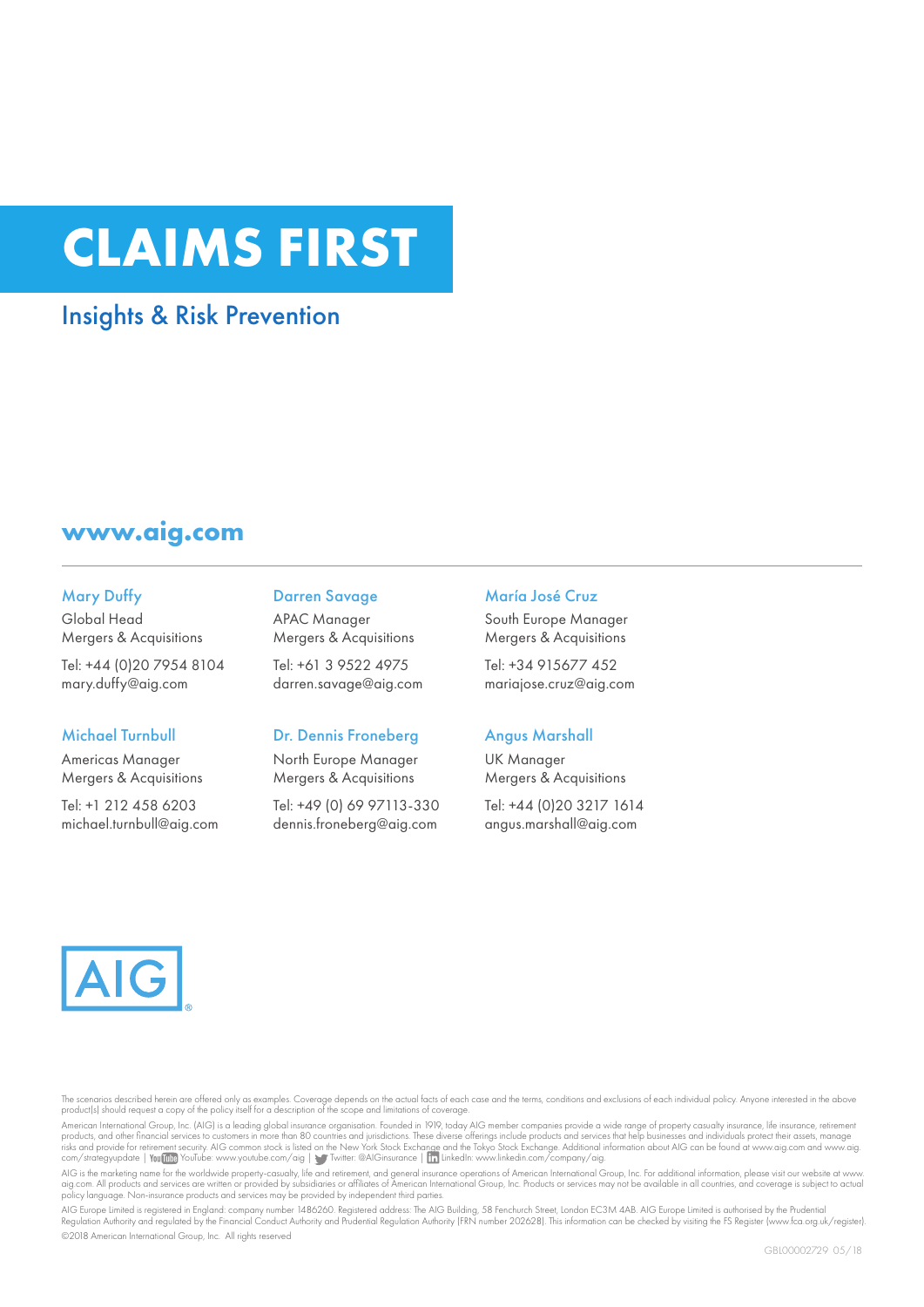# CLAIMS FIRST

## Insights & Risk Prevention

**www.aig.com**

---

**Mary Duffy**
Global Head
Mergers & Acquisitions

Tel: +44 (0)20 7954 8104
mary.duffy@aig.com

**Darren Savage**
APAC Manager
Mergers & Acquisitions

Tel: +61 3 9522 4975
darren.savage@aig.com

**María José Cruz**
South Europe Manager
Mergers & Acquisitions

Tel: +34 915677 452
mariajose.cruz@aig.com

**Michael Turnbull**
Americas Manager
Mergers & Acquisitions

Tel: +1 212 458 6203
michael.turnbull@aig.com

**Dr. Dennis Froneberg**
North Europe Manager
Mergers & Acquisitions

Tel: +49 (0) 69 97113-330
dennis.froneberg@aig.com

**Angus Marshall**
UK Manager
Mergers & Acquisitions

Tel: +44 (0)20 3217 1614
angus.marshall@aig.com

AIG

The scenarios described herein are offered only as examples. Coverage depends on the actual facts of each case and the terms, conditions and exclusions of each individual policy. Anyone interested in the above product(s) should request a copy of the policy itself for a description of the scope and limitations of coverage.

American International Group, Inc. (AIG) is a leading global insurance organisation. Founded in 1919, today AIG member companies provide a wide range of property casualty insurance, life insurance, retirement products, and other financial services to customers in more than 80 countries and jurisdictions. These diverse offerings include products and services that help businesses and individuals protect their assets, manage risks and provide for retirement security. AIG common stock is listed on the New York Stock Exchange and the Tokyo Stock Exchange. Additional information about AIG can be found at www.aig.com and www.aig.com/strategyupdate | YouTube: www.youtube.com/aig | Twitter: @AIGinsurance | LinkedIn: www.linkedin.com/company/aig.

AIG is the marketing name for the worldwide property-casualty, life and retirement, and general insurance operations of American International Group, Inc. For additional information, please visit our website at www.aig.com. All products and services are written or provided by subsidiaries or affiliates of American International Group, Inc. Products or services may not be available in all countries, and coverage is subject to actual policy language. Non-insurance products and services may be provided by independent third parties.

AIG Europe Limited is registered in England: company number 1486260. Registered address: The AIG Building, 58 Fenchurch Street, London EC3M 4AB. AIG Europe Limited is authorised by the Prudential Regulation Authority and regulated by the Financial Conduct Authority and Prudential Regulation Authority (FRN number 202628). This information can be checked by visiting the FS Register (www.fca.org.uk/register).

©2018 American International Group, Inc. All rights reserved

GBL00002729 05/18